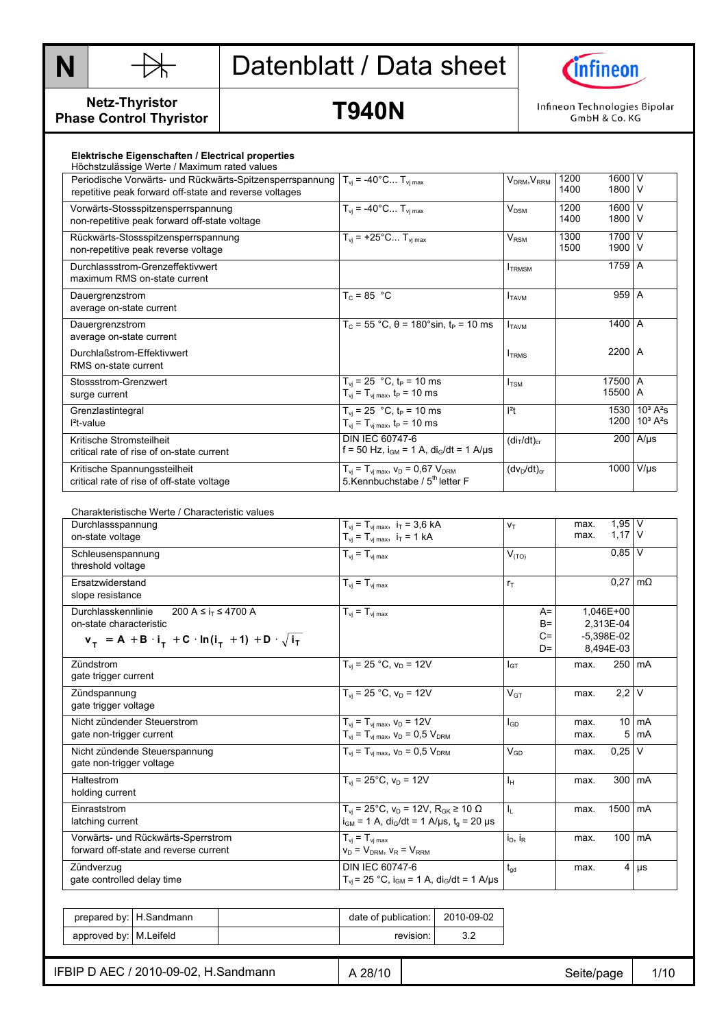# Datenblatt / Data sheet

**N** — Netz-Thyristor / Phase Control Thyristor

## T940N

Infineon Technologies Bipolar GmbH & Co. KG

### Elektrische Eigenschaften / Electrical properties

Höchstzulässige Werte / Maximum rated values

| Parameter | Bedingungen / Conditions | Symbol | Wert / Value | Einheit / Unit |
|---|---|---|---|---|
| Periodische Vorwärts- und Rückwärts-Spitzensperrspannung<br>repetitive peak forward off-state and reverse voltages | $T_{vj}$ = -40°C... $T_{vj\,max}$ | $V_{DRM}, V_{RRM}$ | 1200 1600<br>1400 1800 | V<br>V |
| Vorwärts-Stossspitzensperrspannung<br>non-repetitive peak forward off-state voltage | $T_{vj}$ = -40°C... $T_{vj\,max}$ | $V_{DSM}$ | 1200 1600<br>1400 1800 | V<br>V |
| Rückwärts-Stossspitzensperrspannung<br>non-repetitive peak reverse voltage | $T_{vj}$ = +25°C... $T_{vj\,max}$ | $V_{RSM}$ | 1300 1700<br>1500 1900 | V<br>V |
| Durchlassstrom-Grenzeffektivwert<br>maximum RMS on-state current | | $I_{TRMSM}$ | 1759 | A |
| Dauergrenzstrom<br>average on-state current | $T_C$ = 85 °C | $I_{TAVM}$ | 959 | A |
| Dauergrenzstrom<br>average on-state current | $T_C$ = 55 °C, θ = 180°sin, $t_P$ = 10 ms | $I_{TAVM}$ | 1400 | A |
| Durchlaßstrom-Effektivwert<br>RMS on-state current | | $I_{TRMS}$ | 2200 | A |
| Stossstrom-Grenzwert<br>surge current | $T_{vj}$ = 25 °C, $t_P$ = 10 ms<br>$T_{vj}$ = $T_{vj\,max}$, $t_P$ = 10 ms | $I_{TSM}$ | 17500<br>15500 | A<br>A |
| Grenzlastintegral<br>$I^2t$-value | $T_{vj}$ = 25 °C, $t_P$ = 10 ms<br>$T_{vj}$ = $T_{vj\,max}$, $t_P$ = 10 ms | $I^2t$ | 1530<br>1200 | $10^3$ A²s<br>$10^3$ A²s |
| Kritische Stromsteilheit<br>critical rate of rise of on-state current | DIN IEC 60747-6<br>f = 50 Hz, $i_{GM}$ = 1 A, $di_G/dt$ = 1 A/µs | $(di_T/dt)_{cr}$ | 200 | A/µs |
| Kritische Spannungssteilheit<br>critical rate of rise of off-state voltage | $T_{vj}$ = $T_{vj\,max}$, $v_D$ = 0,67 $V_{DRM}$<br>5.Kennbuchstabe / 5[th] letter F | $(dv_D/dt)_{cr}$ | 1000 | V/µs |

Charakteristische Werte / Characteristic values

| Parameter | Bedingungen / Conditions | Symbol | Wert / Value | Einheit / Unit |
|---|---|---|---|---|
| Durchlassspannung<br>on-state voltage | $T_{vj}$ = $T_{vj\,max}$, $i_T$ = 3,6 kA<br>$T_{vj}$ = $T_{vj\,max}$, $i_T$ = 1 kA | $v_T$ | max. 1,95<br>max. 1,17 | V<br>V |
| Schleusenspannung<br>threshold voltage | $T_{vj}$ = $T_{vj\,max}$ | $V_{(TO)}$ | 0,85 | V |
| Ersatzwiderstand<br>slope resistance | $T_{vj}$ = $T_{vj\,max}$ | $r_T$ | 0,27 | mΩ |
| Durchlasskennlinie 200 A ≤ $i_T$ ≤ 4700 A<br>on-state characteristic<br>$v_T = A + B \cdot i_T + C \cdot \ln(i_T + 1) + D \cdot \sqrt{i_T}$ | $T_{vj}$ = $T_{vj\,max}$ | A=<br>B=<br>C=<br>D= | 1,046E+00<br>2,313E-04<br>-5,398E-02<br>8,494E-03 | |
| Zündstrom<br>gate trigger current | $T_{vj}$ = 25 °C, $v_D$ = 12V | $I_{GT}$ | max. 250 | mA |
| Zündspannung<br>gate trigger voltage | $T_{vj}$ = 25 °C, $v_D$ = 12V | $V_{GT}$ | max. 2,2 | V |
| Nicht zündender Steuerstrom<br>gate non-trigger current | $T_{vj}$ = $T_{vj\,max}$, $v_D$ = 12V<br>$T_{vj}$ = $T_{vj\,max}$, $v_D$ = 0,5 $V_{DRM}$ | $I_{GD}$ | max. 10<br>max. 5 | mA<br>mA |
| Nicht zündende Steuerspannung<br>gate non-trigger voltage | $T_{vj}$ = $T_{vj\,max}$, $v_D$ = 0,5 $V_{DRM}$ | $V_{GD}$ | max. 0,25 | V |
| Haltestrom<br>holding current | $T_{vj}$ = 25°C, $v_D$ = 12V | $I_H$ | max. 300 | mA |
| Einraststrom<br>latching current | $T_{vj}$ = 25°C, $v_D$ = 12V, $R_{GK}$ ≥ 10 Ω<br>$i_{GM}$ = 1 A, $di_G/dt$ = 1 A/µs, $t_g$ = 20 µs | $I_L$ | max. 1500 | mA |
| Vorwärts- und Rückwärts-Sperrstrom<br>forward off-state and reverse current | $T_{vj}$ = $T_{vj\,max}$<br>$v_D$ = $V_{DRM}$, $v_R$ = $V_{RRM}$ | $i_D$, $i_R$ | max. 100 | mA |
| Zündverzug<br>gate controlled delay time | DIN IEC 60747-6<br>$T_{vj}$ = 25 °C, $i_{GM}$ = 1 A, $di_G/dt$ = 1 A/µs | $t_{gd}$ | max. 4 | µs |

| | | | | |
|---|---|---|---|---|
| prepared by: | H.Sandmann | | date of publication: | 2010-09-02 |
| approved by: | M.Leifeld | | revision: | 3.2 |

IFBIP D AEC / 2010-09-02, H.Sandmann — A 28/10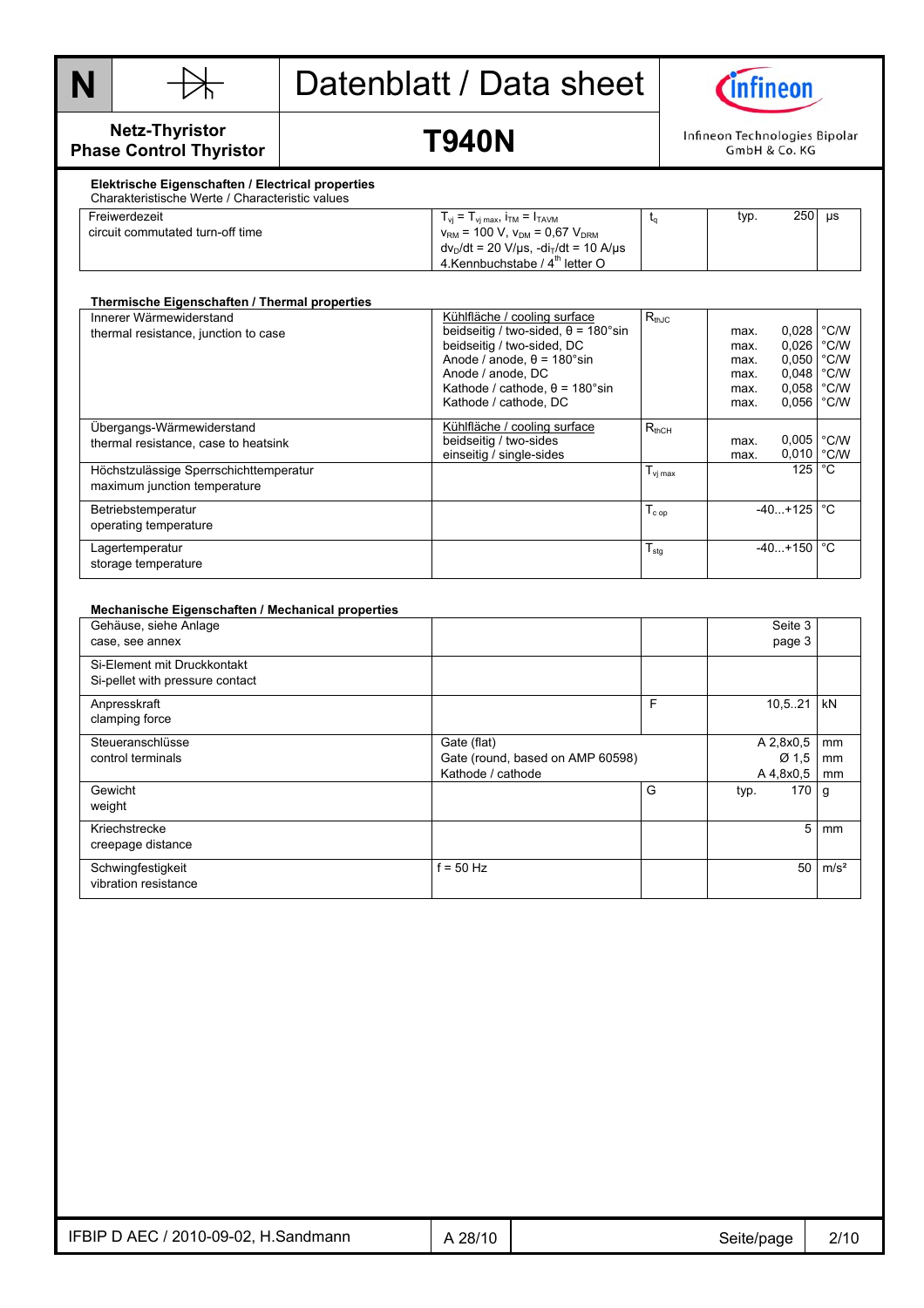**N** | Netz-Thyristor / Phase Control Thyristor

# Datenblatt / Data sheet

## T940N

Infineon Technologies Bipolar GmbH & Co. KG

### Elektrische Eigenschaften / Electrical properties

Charakteristische Werte / Characteristic values

| | | | | | |
|---|---|---|---|---|---|
| Freiwerdezeit<br>circuit commutated turn-off time | $T_{vj} = T_{vj\,max}$, $i_{TM} = I_{TAVM}$<br>$v_{RM}$ = 100 V, $v_{DM}$ = 0,67 $V_{DRM}$<br>$dv_D/dt$ = 20 V/µs, $-di_T/dt$ = 10 A/µs<br>4.Kennbuchstabe / 4th letter O | $t_q$ | typ. | 250 | µs |

### Thermische Eigenschaften / Thermal properties

| | | | | | |
|---|---|---|---|---|---|
| Innerer Wärmewiderstand<br>thermal resistance, junction to case | Kühlfläche / cooling surface<br>beidseitig / two-sided, θ = 180°sin<br>beidseitig / two-sided, DC<br>Anode / anode, θ = 180°sin<br>Anode / anode, DC<br>Kathode / cathode, θ = 180°sin<br>Kathode / cathode, DC | $R_{thJC}$ | <br>max.<br>max.<br>max.<br>max.<br>max.<br>max. | <br>0,028<br>0,026<br>0,050<br>0,048<br>0,058<br>0,056 | <br>°C/W<br>°C/W<br>°C/W<br>°C/W<br>°C/W<br>°C/W |
| Übergangs-Wärmewiderstand<br>thermal resistance, case to heatsink | Kühlfläche / cooling surface<br>beidseitig / two-sides<br>einseitig / single-sides | $R_{thCH}$ | <br>max.<br>max. | <br>0,005<br>0,010 | <br>°C/W<br>°C/W |
| Höchstzulässige Sperrschichttemperatur<br>maximum junction temperature | | $T_{vj\,max}$ | | 125 | °C |
| Betriebstemperatur<br>operating temperature | | $T_{c\,op}$ | | -40...+125 | °C |
| Lagertemperatur<br>storage temperature | | $T_{stg}$ | | -40...+150 | °C |

### Mechanische Eigenschaften / Mechanical properties

| | | | | |
|---|---|---|---|---|
| Gehäuse, siehe Anlage<br>case, see annex | | | Seite 3<br>page 3 | |
| Si-Element mit Druckkontakt<br>Si-pellet with pressure contact | | | | |
| Anpresskraft<br>clamping force | | F | 10,5..21 | kN |
| Steueranschlüsse<br>control terminals | Gate (flat)<br>Gate (round, based on AMP 60598)<br>Kathode / cathode | | A 2,8x0,5<br>Ø 1,5<br>A 4,8x0,5 | mm<br>mm<br>mm |
| Gewicht<br>weight | | G | typ. 170 | g |
| Kriechstrecke<br>creepage distance | | | 5 | mm |
| Schwingfestigkeit<br>vibration resistance | f = 50 Hz | | 50 | m/s² |

IFBIP D AEC / 2010-09-02, H.Sandmann | A 28/10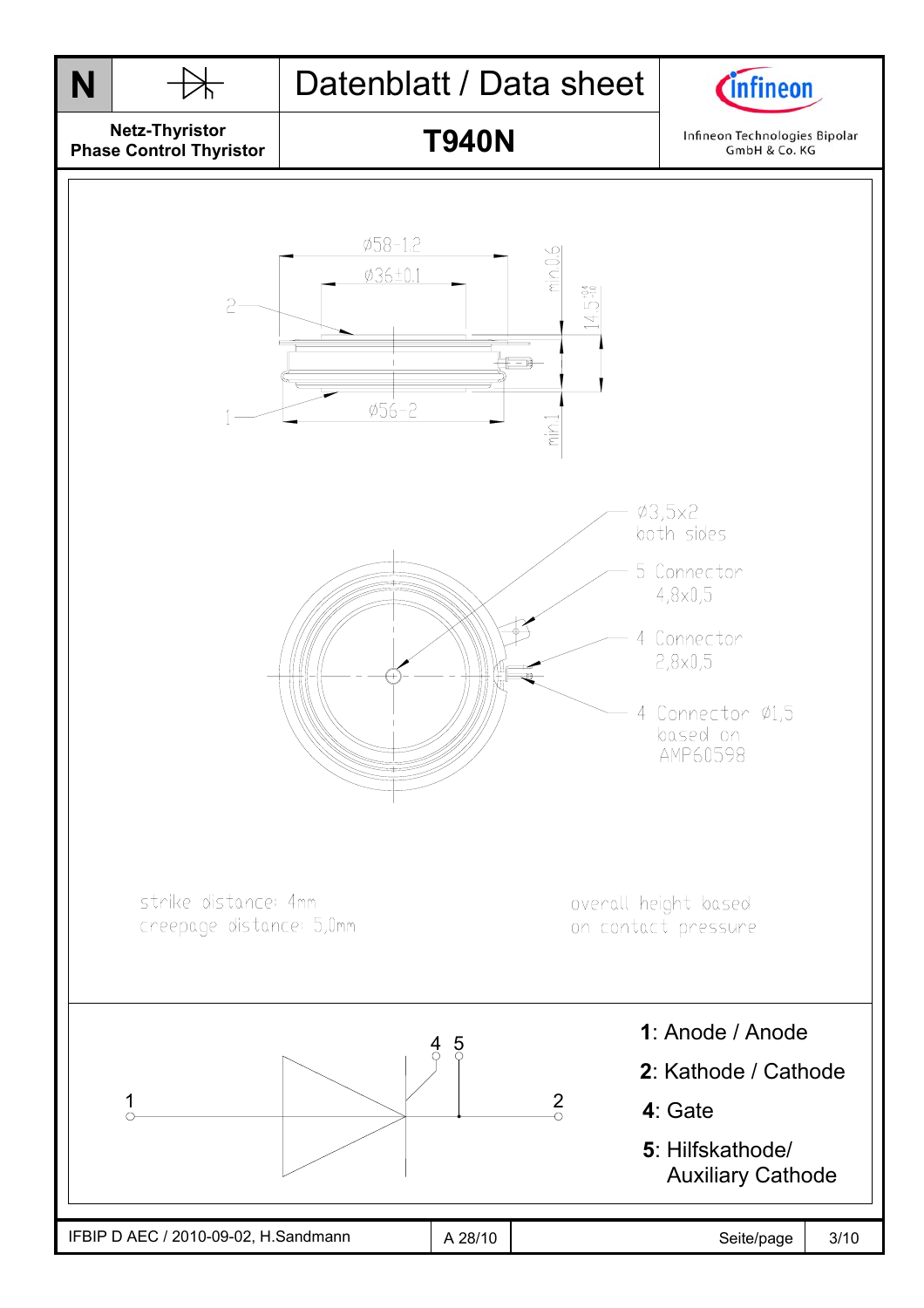# Netz-Thyristor / Phase Control Thyristor

## Datenblatt / Data sheet

## T940N

Infineon Technologies Bipolar GmbH & Co. KG

Ø58-1,2

Ø36±0,1

min 0,6

14,5-0,6

2

1

Ø56-2

min 1

Ø3,5x2 both sides

5 Connector 4,8x0,5

4 Connector 2,8x0,5

4 Connector Ø1,5 based on AMP60598

strike distance: 4mm
creepage distance: 5,0mm

overall height based on contact pressure

**1**: Anode / Anode

**2**: Kathode / Cathode

**4**: Gate

**5**: Hilfskathode/ Auxiliary Cathode

IFBIP D AEC / 2010-09-02, H.Sandmann | A 28/10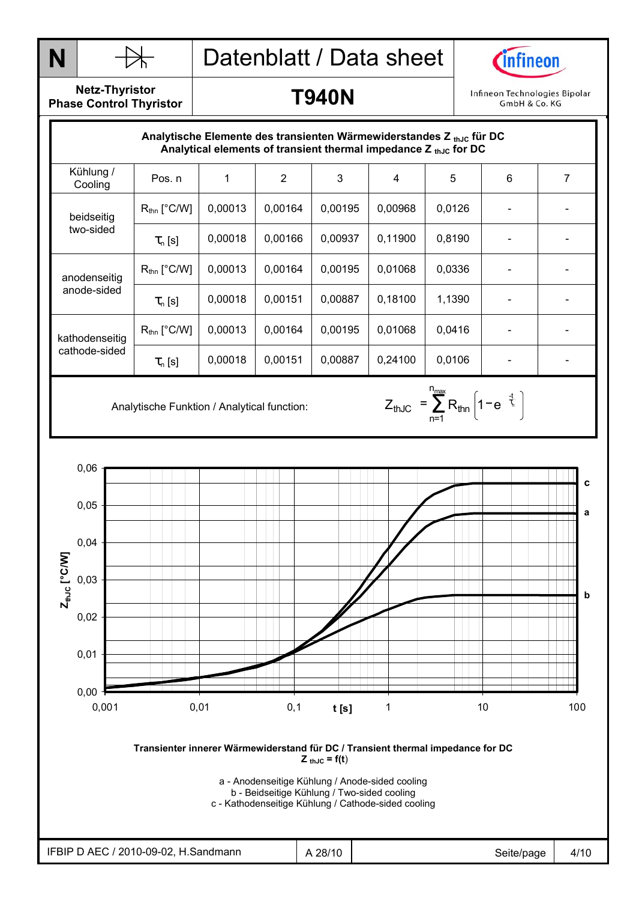**N** — Netz-Thyristor / Phase Control Thyristor

# Datenblatt / Data sheet

## T940N

Infineon Technologies Bipolar GmbH & Co. KG

**Analytische Elemente des transienten Wärmewiderstandes $Z_{thJC}$ für DC**
**Analytical elements of transient thermal impedance $Z_{thJC}$ for DC**

| Kühlung / Cooling | Pos. n | 1 | 2 | 3 | 4 | 5 | 6 | 7 |
|---|---|---|---|---|---|---|---|---|
| beidseitig two-sided | $R_{thn}$ [°C/W] | 0,00013 | 0,00164 | 0,00195 | 0,00968 | 0,0126 | - | - |
| | $\tau_n$ [s] | 0,00018 | 0,00166 | 0,00937 | 0,11900 | 0,8190 | - | - |
| anodenseitig anode-sided | $R_{thn}$ [°C/W] | 0,00013 | 0,00164 | 0,00195 | 0,01068 | 0,0336 | - | - |
| | $\tau_n$ [s] | 0,00018 | 0,00151 | 0,00887 | 0,18100 | 1,1390 | - | - |
| kathodenseitig cathode-sided | $R_{thn}$ [°C/W] | 0,00013 | 0,00164 | 0,00195 | 0,01068 | 0,0416 | - | - |
| | $\tau_n$ [s] | 0,00018 | 0,00151 | 0,00887 | 0,24100 | 0,0106 | - | - |

Analytische Funktion / Analytical function:

$$Z_{thJC} = \sum_{n=1}^{n_{max}} R_{thn} \left( 1 - e^{-\frac{t}{\tau_n}} \right)$$

**Transienter innerer Wärmewiderstand für DC / Transient thermal impedance for DC**
**$Z_{thJC} = f(t)$**

a - Anodenseitige Kühlung / Anode-sided cooling
b - Beidseitige Kühlung / Two-sided cooling
c - Kathodenseitige Kühlung / Cathode-sided cooling

IFBIP D AEC / 2010-09-02, H.Sandmann | A 28/10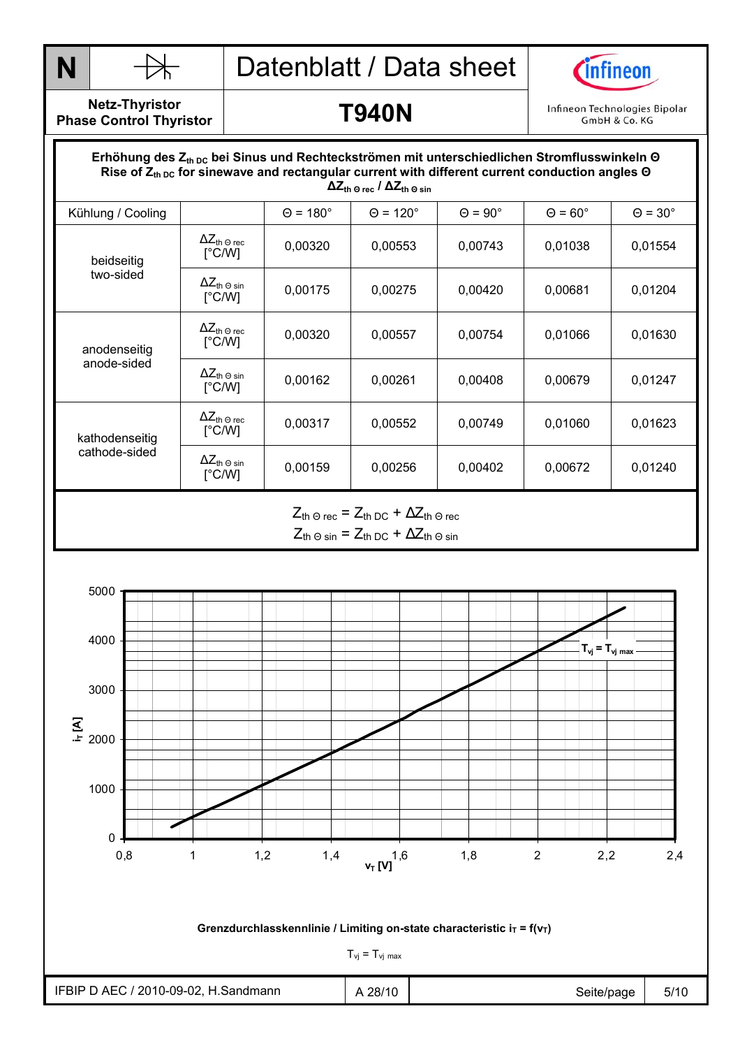**Erhöhung des $Z_{th\,DC}$ bei Sinus und Rechteckströmen mit unterschiedlichen Stromflusswinkeln Θ**
**Rise of $Z_{th\,DC}$ for sinewave and rectangular current with different current conduction angles Θ**
**$\Delta Z_{th\,\Theta\,rec}$ / $\Delta Z_{th\,\Theta\,sin}$**

| Kühlung / Cooling | | Θ = 180° | Θ = 120° | Θ = 90° | Θ = 60° | Θ = 30° |
|---|---|---|---|---|---|---|
| beidseitig two-sided | $\Delta Z_{th\,\Theta\,rec}$ [°C/W] | 0,00320 | 0,00553 | 0,00743 | 0,01038 | 0,01554 |
| | $\Delta Z_{th\,\Theta\,sin}$ [°C/W] | 0,00175 | 0,00275 | 0,00420 | 0,00681 | 0,01204 |
| anodenseitig anode-sided | $\Delta Z_{th\,\Theta\,rec}$ [°C/W] | 0,00320 | 0,00557 | 0,00754 | 0,01066 | 0,01630 |
| | $\Delta Z_{th\,\Theta\,sin}$ [°C/W] | 0,00162 | 0,00261 | 0,00408 | 0,00679 | 0,01247 |
| kathodenseitig cathode-sided | $\Delta Z_{th\,\Theta\,rec}$ [°C/W] | 0,00317 | 0,00552 | 0,00749 | 0,01060 | 0,01623 |
| | $\Delta Z_{th\,\Theta\,sin}$ [°C/W] | 0,00159 | 0,00256 | 0,00402 | 0,00672 | 0,01240 |

$$Z_{th\,\Theta\,rec} = Z_{th\,DC} + \Delta Z_{th\,\Theta\,rec}$$
$$Z_{th\,\Theta\,sin} = Z_{th\,DC} + \Delta Z_{th\,\Theta\,sin}$$

**Grenzdurchlasskennlinie / Limiting on-state characteristic $i_T = f(v_T)$**

$T_{vj} = T_{vj\,max}$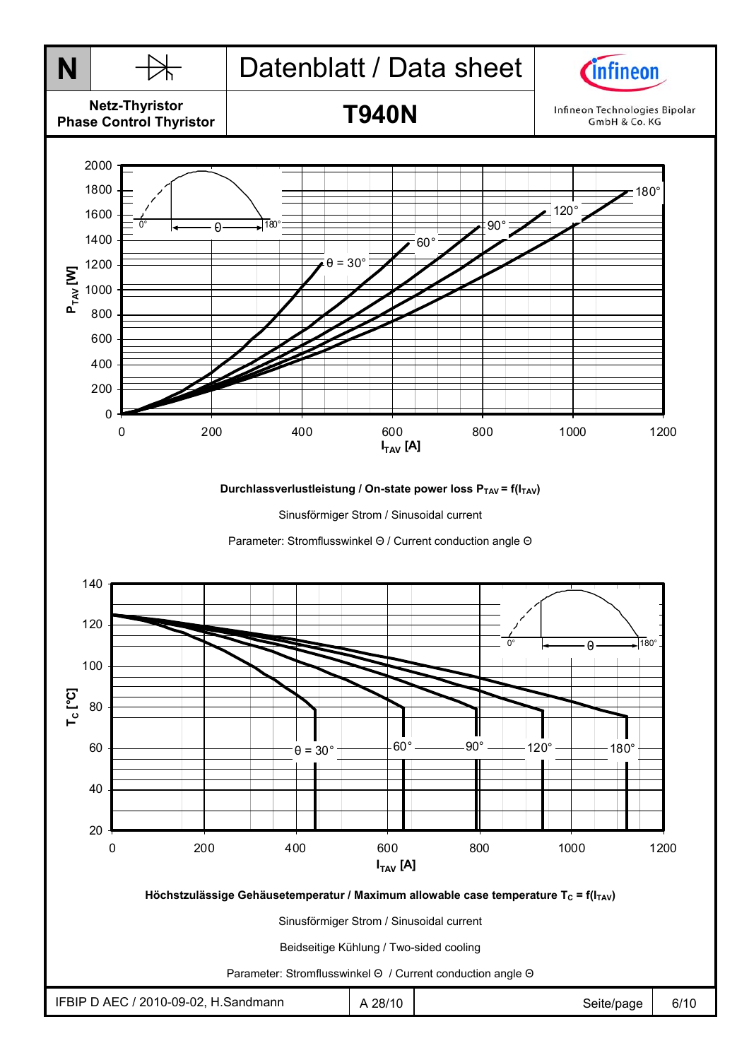| N | Netz-Thyristor Phase Control Thyristor | Datenblatt / Data sheet T940N | Infineon Technologies Bipolar GmbH & Co. KG |
|---|---|---|---|

**Durchlassverlustleistung / On-state power loss $P_{TAV} = f(I_{TAV})$**

Sinusförmiger Strom / Sinusoidal current

Parameter: Stromflusswinkel Θ / Current conduction angle Θ

**Höchstzulässige Gehäusetemperatur / Maximum allowable case temperature $T_C = f(I_{TAV})$**

Sinusförmiger Strom / Sinusoidal current

Beidseitige Kühlung / Two-sided cooling

Parameter: Stromflusswinkel Θ / Current conduction angle Θ

IFBIP D AEC / 2010-09-02, H.Sandmann | A 28/10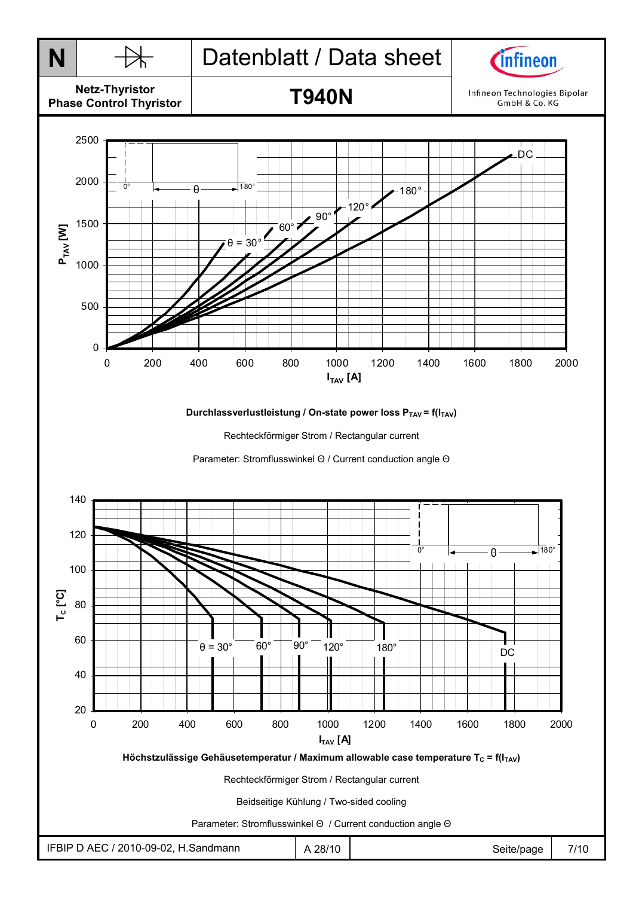Durchlassverlustleistung / On-state power loss $P_{TAV} = f(I_{TAV})$

Rechteckförmiger Strom / Rectangular current

Parameter: Stromflusswinkel Θ / Current conduction angle Θ

Höchstzulässige Gehäusetemperatur / Maximum allowable case temperature $T_C = f(I_{TAV})$

Rechteckförmiger Strom / Rectangular current

Beidseitige Kühlung / Two-sided cooling

Parameter: Stromflusswinkel Θ / Current conduction angle Θ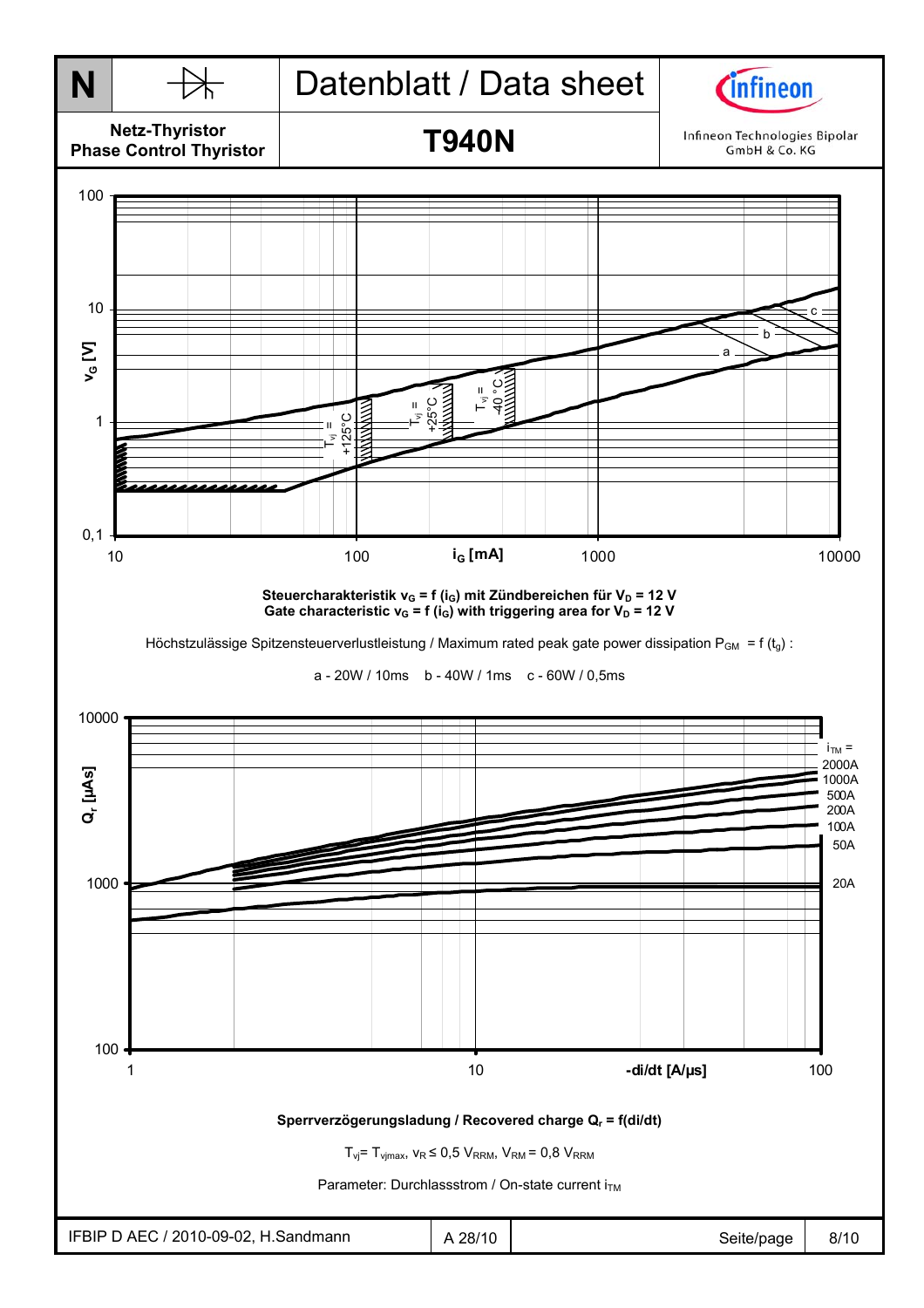| N | Netz-Thyristor<br>Phase Control Thyristor | Datenblatt / Data sheet<br>**T940N** | Infineon Technologies Bipolar GmbH & Co. KG |
|---|---|---|---|

**Steuercharakteristik $v_G = f(i_G)$ mit Zündbereichen für $V_D$ = 12 V**
**Gate characteristic $v_G = f(i_G)$ with triggering area for $V_D$ = 12 V**

Höchstzulässige Spitzensteuerverlustleistung / Maximum rated peak gate power dissipation $P_{GM}$ = f ($t_g$) :

a - 20W / 10ms   b - 40W / 1ms   c - 60W / 0,5ms

**Sperrverzögerungsladung / Recovered charge $Q_r$ = f(di/dt)**

$T_{vj}$= $T_{vjmax}$, $v_R$ ≤ 0,5 $V_{RRM}$, $V_{RM}$ = 0,8 $V_{RRM}$

Parameter: Durchlassstrom / On-state current $i_{TM}$

IFBIP D AEC / 2010-09-02, H.Sandmann | A 28/10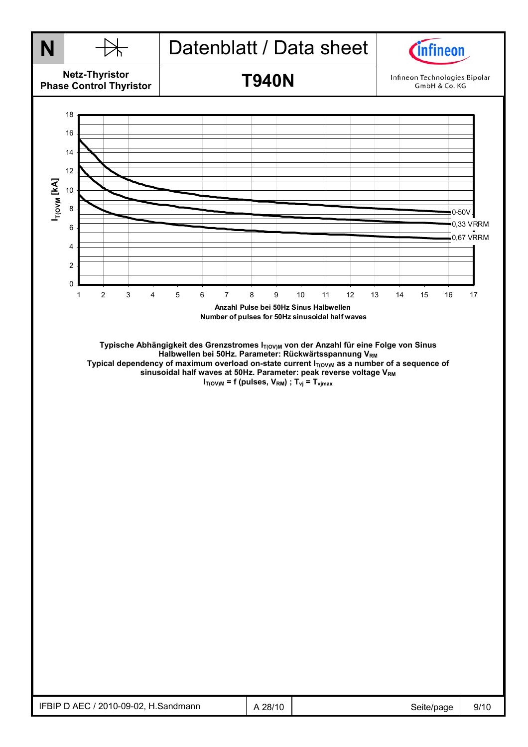Typische Abhängigkeit des Grenzstromes $I_{T(OV)M}$ von der Anzahl für eine Folge von Sinus Halbwellen bei 50Hz. Parameter: Rückwärtsspannung $V_{RM}$

Typical dependency of maximum overload on-state current $I_{T(OV)M}$ as a number of a sequence of sinusoidal half waves at 50Hz. Parameter: peak reverse voltage $V_{RM}$

$I_{T(OV)M}$ = f (pulses, $V_{RM}$) ; $T_{vj}$ = $T_{vjmax}$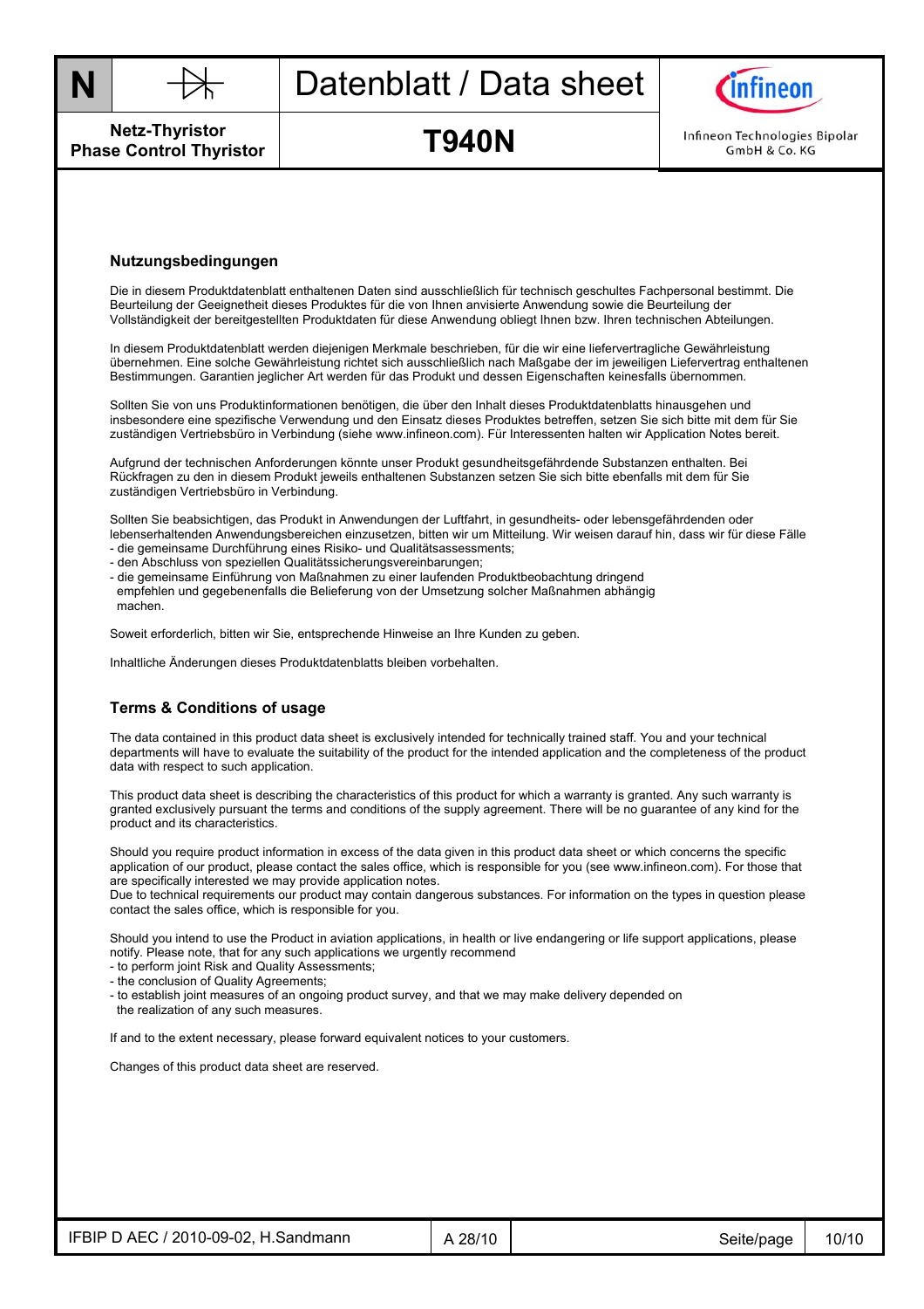## Nutzungsbedingungen

Die in diesem Produktdatenblatt enthaltenen Daten sind ausschließlich für technisch geschultes Fachpersonal bestimmt. Die Beurteilung der Geeignetheit dieses Produktes für die von Ihnen anvisierte Anwendung sowie die Beurteilung der Vollständigkeit der bereitgestellten Produktdaten für diese Anwendung obliegt Ihnen bzw. Ihren technischen Abteilungen.

In diesem Produktdatenblatt werden diejenigen Merkmale beschrieben, für die wir eine liefervertragliche Gewährleistung übernehmen. Eine solche Gewährleistung richtet sich ausschließlich nach Maßgabe der im jeweiligen Liefervertrag enthaltenen Bestimmungen. Garantien jeglicher Art werden für das Produkt und dessen Eigenschaften keinesfalls übernommen.

Sollten Sie von uns Produktinformationen benötigen, die über den Inhalt dieses Produktdatenblatts hinausgehen und insbesondere eine spezifische Verwendung und den Einsatz dieses Produktes betreffen, setzen Sie sich bitte mit dem für Sie zuständigen Vertriebsbüro in Verbindung (siehe www.infineon.com). Für Interessenten halten wir Application Notes bereit.

Aufgrund der technischen Anforderungen könnte unser Produkt gesundheitsgefährdende Substanzen enthalten. Bei Rückfragen zu den in diesem Produkt jeweils enthaltenen Substanzen setzen Sie sich bitte ebenfalls mit dem für Sie zuständigen Vertriebsbüro in Verbindung.

Sollten Sie beabsichtigen, das Produkt in Anwendungen der Luftfahrt, in gesundheits- oder lebensgefährdenden oder lebenserhaltenden Anwendungsbereichen einzusetzen, bitten wir um Mitteilung. Wir weisen darauf hin, dass wir für diese Fälle
- die gemeinsame Durchführung eines Risiko- und Qualitätsassessments;
- den Abschluss von speziellen Qualitätssicherungsvereinbarungen;
- die gemeinsame Einführung von Maßnahmen zu einer laufenden Produktbeobachtung dringend empfehlen und gegebenenfalls die Belieferung von der Umsetzung solcher Maßnahmen abhängig machen.

Soweit erforderlich, bitten wir Sie, entsprechende Hinweise an Ihre Kunden zu geben.

Inhaltliche Änderungen dieses Produktdatenblatts bleiben vorbehalten.

## Terms & Conditions of usage

The data contained in this product data sheet is exclusively intended for technically trained staff. You and your technical departments will have to evaluate the suitability of the product for the intended application and the completeness of the product data with respect to such application.

This product data sheet is describing the characteristics of this product for which a warranty is granted. Any such warranty is granted exclusively pursuant the terms and conditions of the supply agreement. There will be no guarantee of any kind for the product and its characteristics.

Should you require product information in excess of the data given in this product data sheet or which concerns the specific application of our product, please contact the sales office, which is responsible for you (see www.infineon.com). For those that are specifically interested we may provide application notes.
Due to technical requirements our product may contain dangerous substances. For information on the types in question please contact the sales office, which is responsible for you.

Should you intend to use the Product in aviation applications, in health or live endangering or life support applications, please notify. Please note, that for any such applications we urgently recommend
- to perform joint Risk and Quality Assessments;
- the conclusion of Quality Agreements;
- to establish joint measures of an ongoing product survey, and that we may make delivery depended on the realization of any such measures.

If and to the extent necessary, please forward equivalent notices to your customers.

Changes of this product data sheet are reserved.